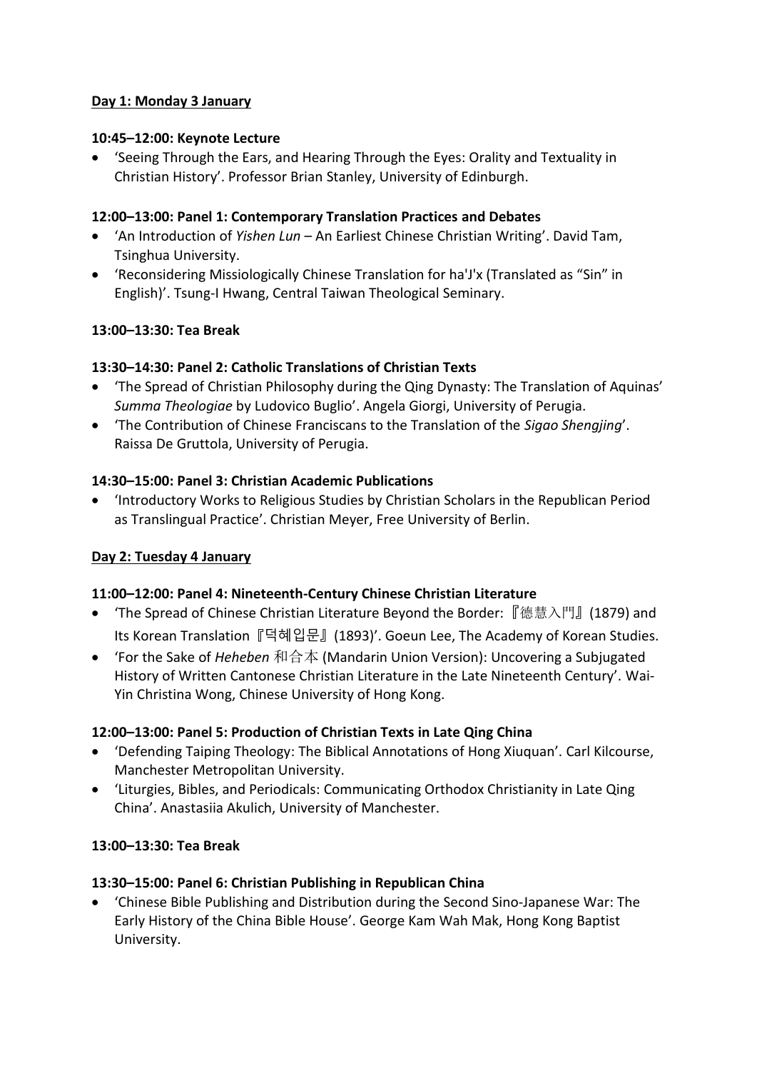**Day 1: Monday 3 January**

**10:45–12:00: Keynote Lecture**

- 'Seeing Through the Ears, and Hearing Through the Eyes: Orality and Textuality in Christian History'. Professor Brian Stanley, University of Edinburgh.

**12:00–13:00: Panel 1: Contemporary Translation Practices and Debates**

- 'An Introduction of *Yishen Lun* – An Earliest Chinese Christian Writing'. David Tam, Tsinghua University.
- 'Reconsidering Missiologically Chinese Translation for ha'J'x (Translated as "Sin" in English)'. Tsung-I Hwang, Central Taiwan Theological Seminary.

**13:00–13:30: Tea Break**

**13:30–14:30: Panel 2: Catholic Translations of Christian Texts**

- 'The Spread of Christian Philosophy during the Qing Dynasty: The Translation of Aquinas' *Summa Theologiae* by Ludovico Buglio'. Angela Giorgi, University of Perugia.
- 'The Contribution of Chinese Franciscans to the Translation of the *Sigao Shengjing*'. Raissa De Gruttola, University of Perugia.

**14:30–15:00: Panel 3: Christian Academic Publications**

- 'Introductory Works to Religious Studies by Christian Scholars in the Republican Period as Translingual Practice'. Christian Meyer, Free University of Berlin.

**Day 2: Tuesday 4 January**

**11:00–12:00: Panel 4: Nineteenth-Century Chinese Christian Literature**

- 'The Spread of Chinese Christian Literature Beyond the Border:『德慧入門』(1879) and Its Korean Translation『덕혜입문』(1893)'. Goeun Lee, The Academy of Korean Studies.
- 'For the Sake of *Heheben* 和合本 (Mandarin Union Version): Uncovering a Subjugated History of Written Cantonese Christian Literature in the Late Nineteenth Century'. Wai-Yin Christina Wong, Chinese University of Hong Kong.

**12:00–13:00: Panel 5: Production of Christian Texts in Late Qing China**

- 'Defending Taiping Theology: The Biblical Annotations of Hong Xiuquan'. Carl Kilcourse, Manchester Metropolitan University.
- 'Liturgies, Bibles, and Periodicals: Communicating Orthodox Christianity in Late Qing China'. Anastasiia Akulich, University of Manchester.

**13:00–13:30: Tea Break**

**13:30–15:00: Panel 6: Christian Publishing in Republican China**

- 'Chinese Bible Publishing and Distribution during the Second Sino-Japanese War: The Early History of the China Bible House'. George Kam Wah Mak, Hong Kong Baptist University.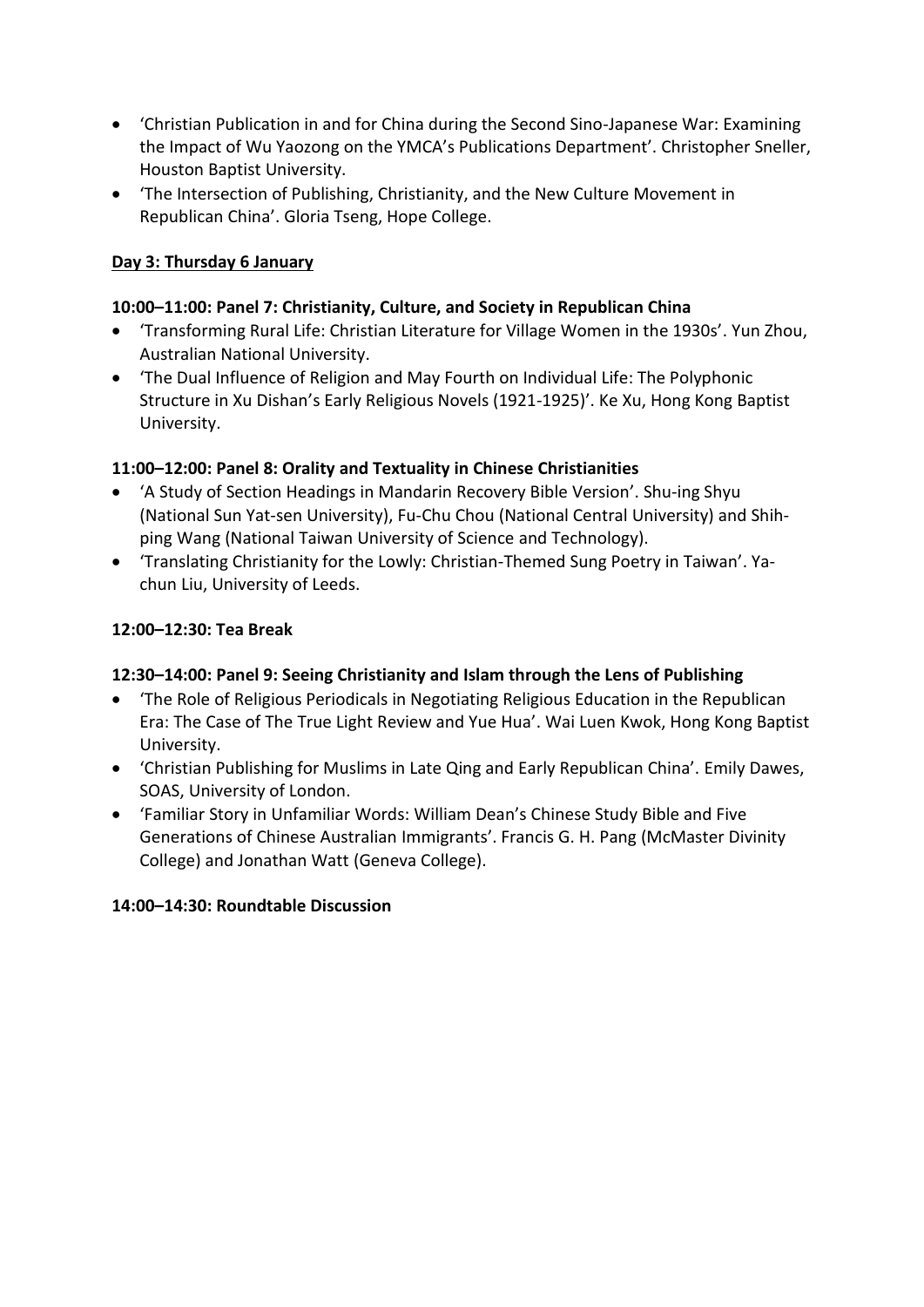- 'Christian Publication in and for China during the Second Sino-Japanese War: Examining the Impact of Wu Yaozong on the YMCA's Publications Department'. Christopher Sneller, Houston Baptist University.
- 'The Intersection of Publishing, Christianity, and the New Culture Movement in Republican China'. Gloria Tseng, Hope College.

**Day 3: Thursday 6 January**

**10:00–11:00: Panel 7: Christianity, Culture, and Society in Republican China**

- 'Transforming Rural Life: Christian Literature for Village Women in the 1930s'. Yun Zhou, Australian National University.
- 'The Dual Influence of Religion and May Fourth on Individual Life: The Polyphonic Structure in Xu Dishan's Early Religious Novels (1921-1925)'. Ke Xu, Hong Kong Baptist University.

**11:00–12:00: Panel 8: Orality and Textuality in Chinese Christianities**

- 'A Study of Section Headings in Mandarin Recovery Bible Version'. Shu-ing Shyu (National Sun Yat-sen University), Fu-Chu Chou (National Central University) and Shih-ping Wang (National Taiwan University of Science and Technology).
- 'Translating Christianity for the Lowly: Christian-Themed Sung Poetry in Taiwan'. Ya-chun Liu, University of Leeds.

**12:00–12:30: Tea Break**

**12:30–14:00: Panel 9: Seeing Christianity and Islam through the Lens of Publishing**

- 'The Role of Religious Periodicals in Negotiating Religious Education in the Republican Era: The Case of The True Light Review and Yue Hua'. Wai Luen Kwok, Hong Kong Baptist University.
- 'Christian Publishing for Muslims in Late Qing and Early Republican China'. Emily Dawes, SOAS, University of London.
- 'Familiar Story in Unfamiliar Words: William Dean's Chinese Study Bible and Five Generations of Chinese Australian Immigrants'. Francis G. H. Pang (McMaster Divinity College) and Jonathan Watt (Geneva College).

**14:00–14:30: Roundtable Discussion**